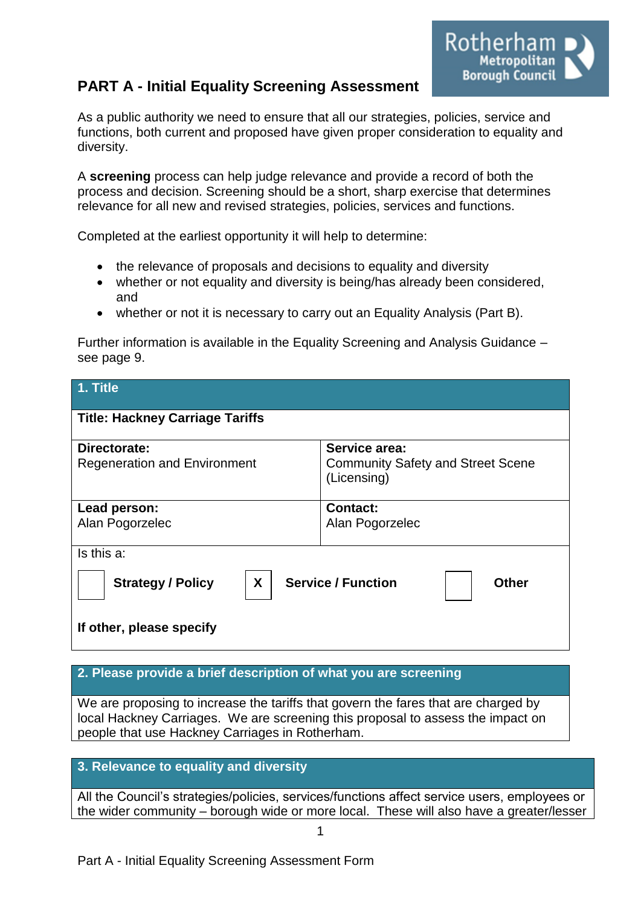# PART A - Initial Equality Screening Assessment

As a public authority we need to ensure that all our strategies, policies, service and functions, both current and proposed have given proper consideration to equality and diversity.

A **screening** process can help judge relevance and provide a record of both the process and decision. Screening should be a short, sharp exercise that determines relevance for all new and revised strategies, policies, services and functions.

Completed at the earliest opportunity it will help to determine:

- the relevance of proposals and decisions to equality and diversity
- whether or not equality and diversity is being/has already been considered, and
- whether or not it is necessary to carry out an Equality Analysis (Part B).

Further information is available in the Equality Screening and Analysis Guidance – see page 9.

| **1. Title** | |
|---|---|
| **Title: Hackney Carriage Tariffs** | |
| **Directorate:**<br>Regeneration and Environment | **Service area:**<br>Community Safety and Street Scene (Licensing) |
| **Lead person:**<br>Alan Pogorzelec | **Contact:**<br>Alan Pogorzelec |
| Is this a:<br>[ ] **Strategy / Policy** [X] **Service / Function** [ ] **Other**<br>**If other, please specify** | |

| **2. Please provide a brief description of what you are screening** |
|---|
| We are proposing to increase the tariffs that govern the fares that are charged by local Hackney Carriages. We are screening this proposal to assess the impact on people that use Hackney Carriages in Rotherham. |

| **3. Relevance to equality and diversity** |
|---|
| All the Council's strategies/policies, services/functions affect service users, employees or the wider community – borough wide or more local. These will also have a greater/lesser |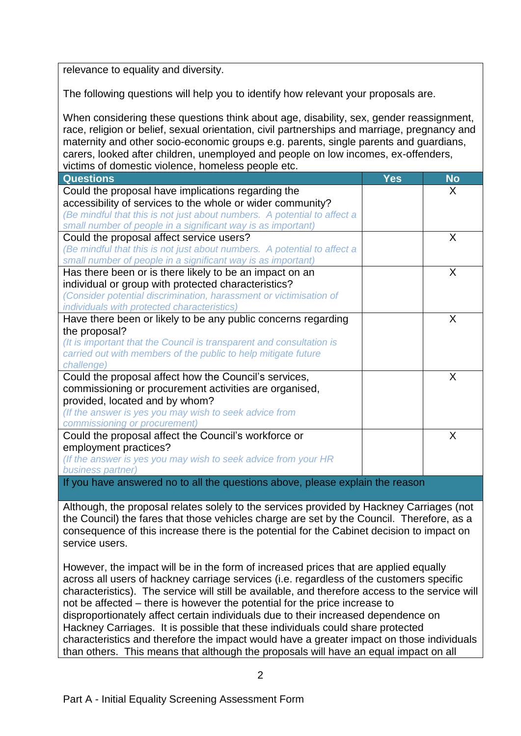relevance to equality and diversity.

The following questions will help you to identify how relevant your proposals are.

When considering these questions think about age, disability, sex, gender reassignment, race, religion or belief, sexual orientation, civil partnerships and marriage, pregnancy and maternity and other socio-economic groups e.g. parents, single parents and guardians, carers, looked after children, unemployed and people on low incomes, ex-offenders, victims of domestic violence, homeless people etc.

| Questions | Yes | No |
|---|---|---|
| Could the proposal have implications regarding the accessibility of services to the whole or wider community? *(Be mindful that this is not just about numbers. A potential to affect a small number of people in a significant way is as important)* | | X |
| Could the proposal affect service users? *(Be mindful that this is not just about numbers. A potential to affect a small number of people in a significant way is as important)* | | X |
| Has there been or is there likely to be an impact on an individual or group with protected characteristics? *(Consider potential discrimination, harassment or victimisation of individuals with protected characteristics)* | | X |
| Have there been or likely to be any public concerns regarding the proposal? *(It is important that the Council is transparent and consultation is carried out with members of the public to help mitigate future challenge)* | | X |
| Could the proposal affect how the Council's services, commissioning or procurement activities are organised, provided, located and by whom? *(If the answer is yes you may wish to seek advice from commissioning or procurement)* | | X |
| Could the proposal affect the Council's workforce or employment practices? *(If the answer is yes you may wish to seek advice from your HR business partner)* | | X |

**If you have answered no to all the questions above, please explain the reason**

Although, the proposal relates solely to the services provided by Hackney Carriages (not the Council) the fares that those vehicles charge are set by the Council. Therefore, as a consequence of this increase there is the potential for the Cabinet decision to impact on service users.

However, the impact will be in the form of increased prices that are applied equally across all users of hackney carriage services (i.e. regardless of the customers specific characteristics). The service will still be available, and therefore access to the service will not be affected – there is however the potential for the price increase to disproportionately affect certain individuals due to their increased dependence on Hackney Carriages. It is possible that these individuals could share protected characteristics and therefore the impact would have a greater impact on those individuals than others. This means that although the proposals will have an equal impact on all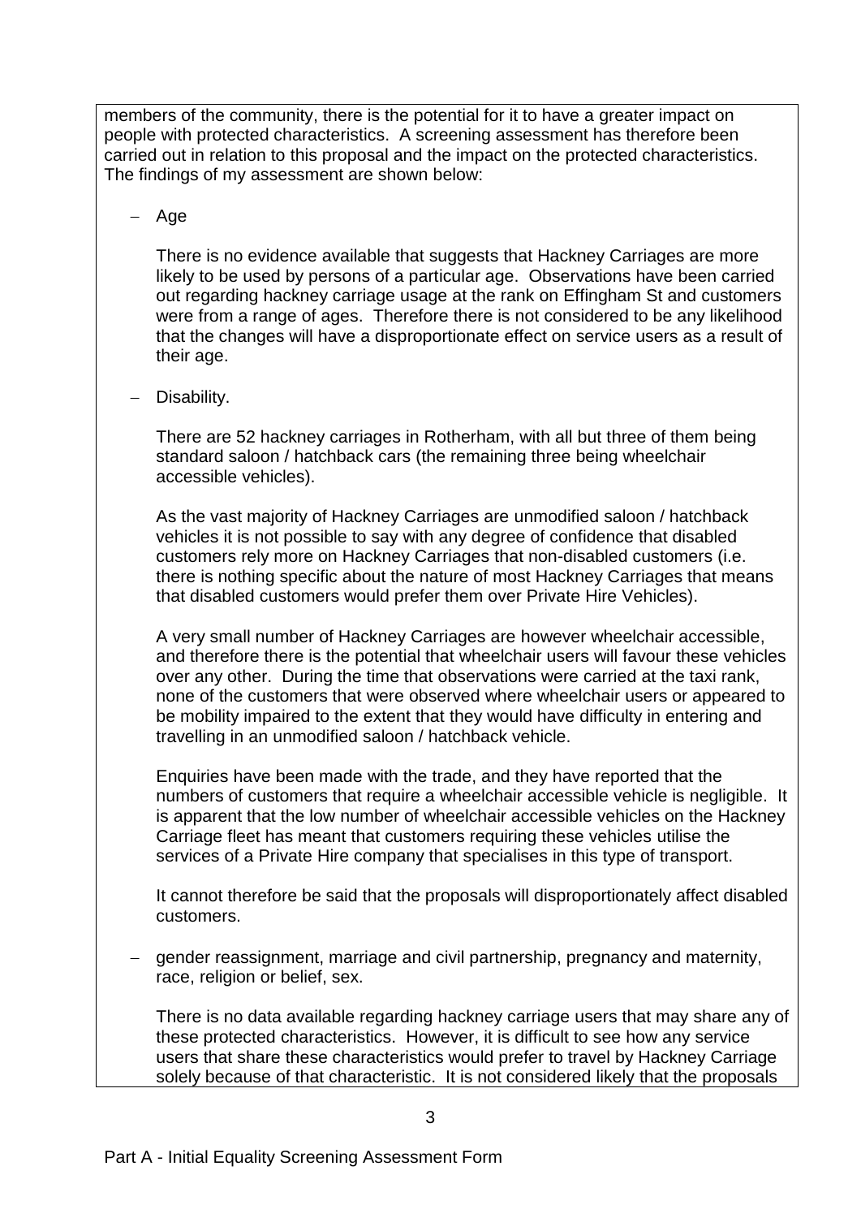members of the community, there is the potential for it to have a greater impact on people with protected characteristics. A screening assessment has therefore been carried out in relation to this proposal and the impact on the protected characteristics. The findings of my assessment are shown below:

- Age

  There is no evidence available that suggests that Hackney Carriages are more likely to be used by persons of a particular age. Observations have been carried out regarding hackney carriage usage at the rank on Effingham St and customers were from a range of ages. Therefore there is not considered to be any likelihood that the changes will have a disproportionate effect on service users as a result of their age.

- Disability.

  There are 52 hackney carriages in Rotherham, with all but three of them being standard saloon / hatchback cars (the remaining three being wheelchair accessible vehicles).

  As the vast majority of Hackney Carriages are unmodified saloon / hatchback vehicles it is not possible to say with any degree of confidence that disabled customers rely more on Hackney Carriages that non-disabled customers (i.e. there is nothing specific about the nature of most Hackney Carriages that means that disabled customers would prefer them over Private Hire Vehicles).

  A very small number of Hackney Carriages are however wheelchair accessible, and therefore there is the potential that wheelchair users will favour these vehicles over any other. During the time that observations were carried at the taxi rank, none of the customers that were observed where wheelchair users or appeared to be mobility impaired to the extent that they would have difficulty in entering and travelling in an unmodified saloon / hatchback vehicle.

  Enquiries have been made with the trade, and they have reported that the numbers of customers that require a wheelchair accessible vehicle is negligible. It is apparent that the low number of wheelchair accessible vehicles on the Hackney Carriage fleet has meant that customers requiring these vehicles utilise the services of a Private Hire company that specialises in this type of transport.

  It cannot therefore be said that the proposals will disproportionately affect disabled customers.

- gender reassignment, marriage and civil partnership, pregnancy and maternity, race, religion or belief, sex.

  There is no data available regarding hackney carriage users that may share any of these protected characteristics. However, it is difficult to see how any service users that share these characteristics would prefer to travel by Hackney Carriage solely because of that characteristic. It is not considered likely that the proposals

Part A - Initial Equality Screening Assessment Form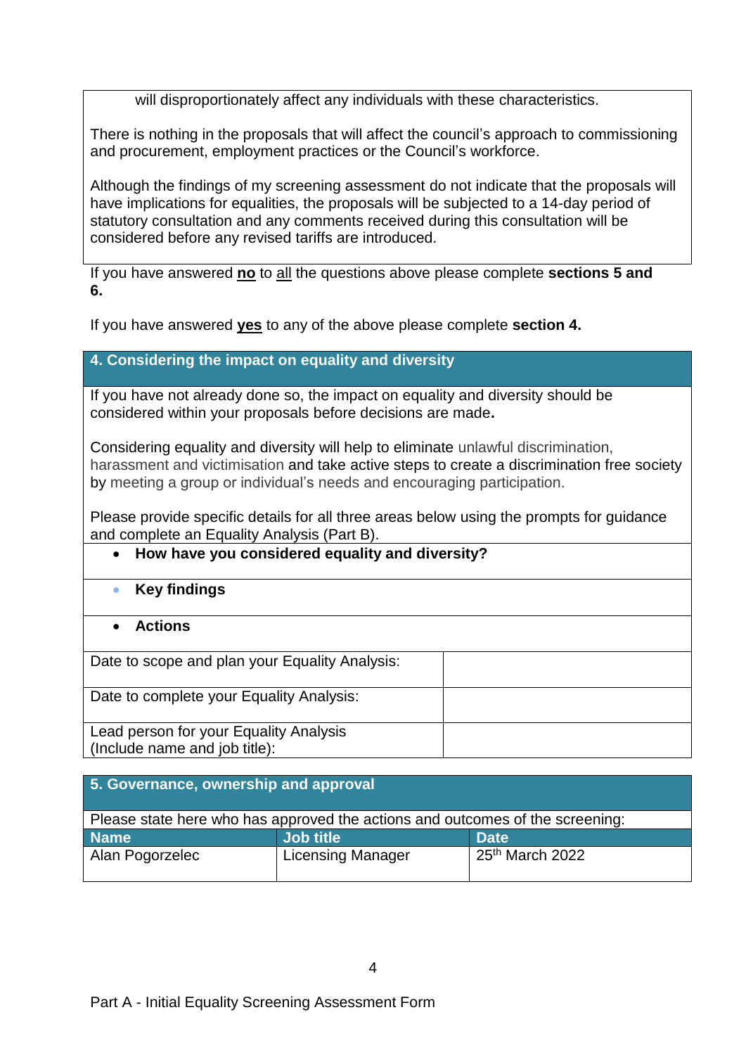will disproportionately affect any individuals with these characteristics.

There is nothing in the proposals that will affect the council's approach to commissioning and procurement, employment practices or the Council's workforce.

Although the findings of my screening assessment do not indicate that the proposals will have implications for equalities, the proposals will be subjected to a 14-day period of statutory consultation and any comments received during this consultation will be considered before any revised tariffs are introduced.

If you have answered **no** to all the questions above please complete **sections 5 and 6.**

If you have answered **yes** to any of the above please complete **section 4.**

## 4. Considering the impact on equality and diversity

If you have not already done so, the impact on equality and diversity should be considered within your proposals before decisions are made**.**

Considering equality and diversity will help to eliminate unlawful discrimination, harassment and victimisation and take active steps to create a discrimination free society by meeting a group or individual's needs and encouraging participation.

Please provide specific details for all three areas below using the prompts for guidance and complete an Equality Analysis (Part B).

- **How have you considered equality and diversity?**
- **Key findings**
- **Actions**

| | |
|---|---|
| Date to scope and plan your Equality Analysis: | |
| Date to complete your Equality Analysis: | |
| Lead person for your Equality Analysis (Include name and job title): | |

## 5. Governance, ownership and approval

Please state here who has approved the actions and outcomes of the screening:

| Name | Job title | Date |
|---|---|---|
| Alan Pogorzelec | Licensing Manager | 25th March 2022 |

Part A - Initial Equality Screening Assessment Form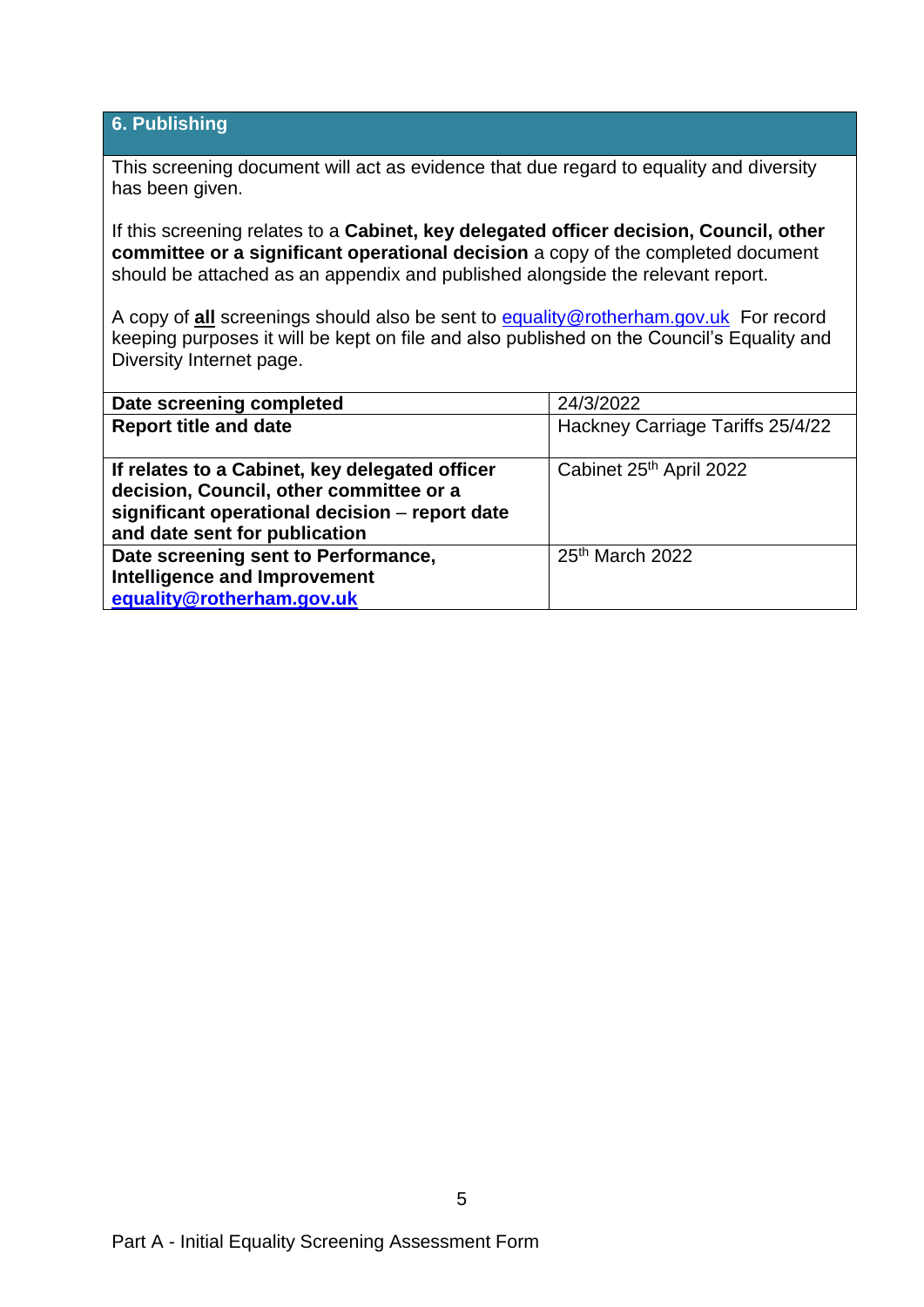## 6. Publishing

This screening document will act as evidence that due regard to equality and diversity has been given.

If this screening relates to a **Cabinet, key delegated officer decision, Council, other committee or a significant operational decision** a copy of the completed document should be attached as an appendix and published alongside the relevant report.

A copy of **all** screenings should also be sent to equality@rotherham.gov.uk For record keeping purposes it will be kept on file and also published on the Council's Equality and Diversity Internet page.

| | |
|---|---|
| **Date screening completed** | 24/3/2022 |
| **Report title and date** | Hackney Carriage Tariffs 25/4/22 |
| **If relates to a Cabinet, key delegated officer decision, Council, other committee or a significant operational decision – report date and date sent for publication** | Cabinet 25th April 2022 |
| **Date screening sent to Performance, Intelligence and Improvement equality@rotherham.gov.uk** | 25th March 2022 |

Part A - Initial Equality Screening Assessment Form